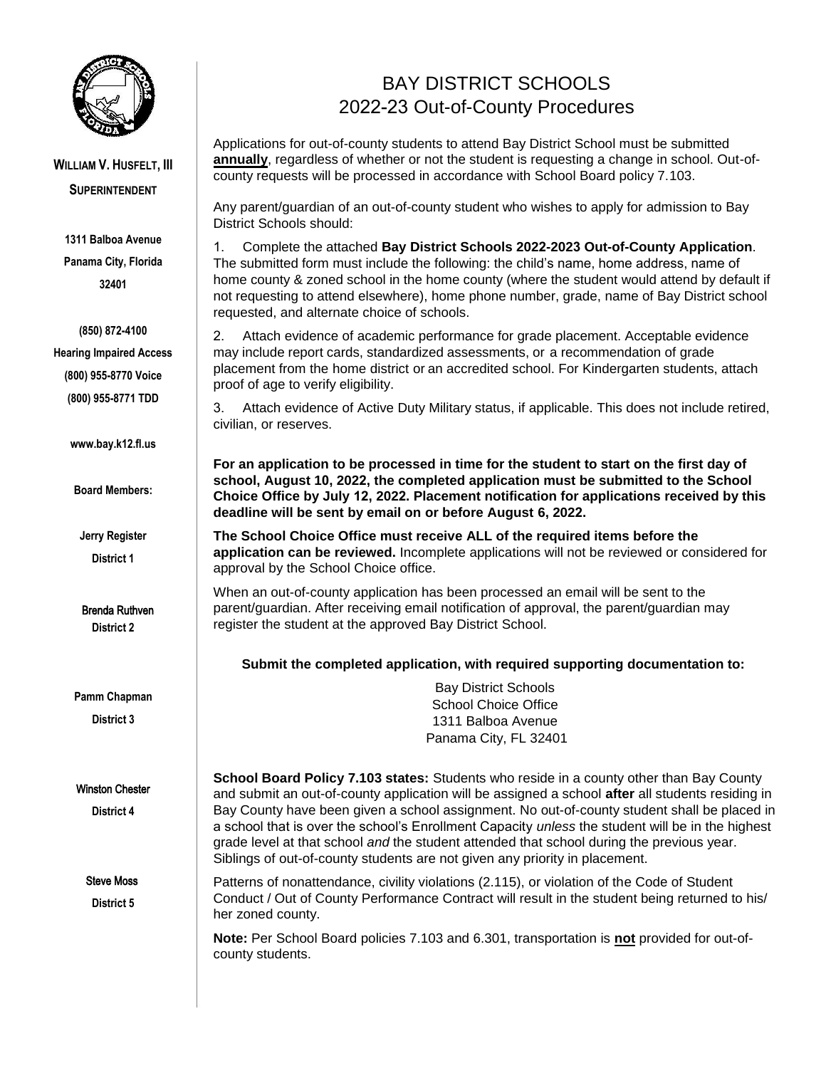**WILLIAM V. HUSFELT, III**
**SUPERINTENDENT**

1311 Balboa Avenue
Panama City, Florida
32401

(850) 872-4100
Hearing Impaired Access
(800) 955-8770 Voice
(800) 955-8771 TDD

www.bay.k12.fl.us

Board Members:

Jerry Register
District 1

Brenda Ruthven
District 2

Pamm Chapman
District 3

Winston Chester
District 4

Steve Moss
District 5

# BAY DISTRICT SCHOOLS
## 2022-23 Out-of-County Procedures

Applications for out-of-county students to attend Bay District School must be submitted **annually**, regardless of whether or not the student is requesting a change in school. Out-of-county requests will be processed in accordance with School Board policy 7.103.

Any parent/guardian of an out-of-county student who wishes to apply for admission to Bay District Schools should:

1. Complete the attached **Bay District Schools 2022-2023 Out-of-County Application**. The submitted form must include the following: the child's name, home address, name of home county & zoned school in the home county (where the student would attend by default if not requesting to attend elsewhere), home phone number, grade, name of Bay District school requested, and alternate choice of schools.

2. Attach evidence of academic performance for grade placement. Acceptable evidence may include report cards, standardized assessments, or a recommendation of grade placement from the home district or an accredited school. For Kindergarten students, attach proof of age to verify eligibility.

3. Attach evidence of Active Duty Military status, if applicable. This does not include retired, civilian, or reserves.

**For an application to be processed in time for the student to start on the first day of school, August 10, 2022, the completed application must be submitted to the School Choice Office by July 12, 2022. Placement notification for applications received by this deadline will be sent by email on or before August 6, 2022.**

**The School Choice Office must receive ALL of the required items before the application can be reviewed.** Incomplete applications will not be reviewed or considered for approval by the School Choice office.

When an out-of-county application has been processed an email will be sent to the parent/guardian. After receiving email notification of approval, the parent/guardian may register the student at the approved Bay District School.

**Submit the completed application, with required supporting documentation to:**

Bay District Schools
School Choice Office
1311 Balboa Avenue
Panama City, FL 32401

**School Board Policy 7.103 states:** Students who reside in a county other than Bay County and submit an out-of-county application will be assigned a school **after** all students residing in Bay County have been given a school assignment. No out-of-county student shall be placed in a school that is over the school's Enrollment Capacity *unless* the student will be in the highest grade level at that school *and* the student attended that school during the previous year. Siblings of out-of-county students are not given any priority in placement.

Patterns of nonattendance, civility violations (2.115), or violation of the Code of Student Conduct / Out of County Performance Contract will result in the student being returned to his/her zoned county.

**Note:** Per School Board policies 7.103 and 6.301, transportation is **not** provided for out-of-county students.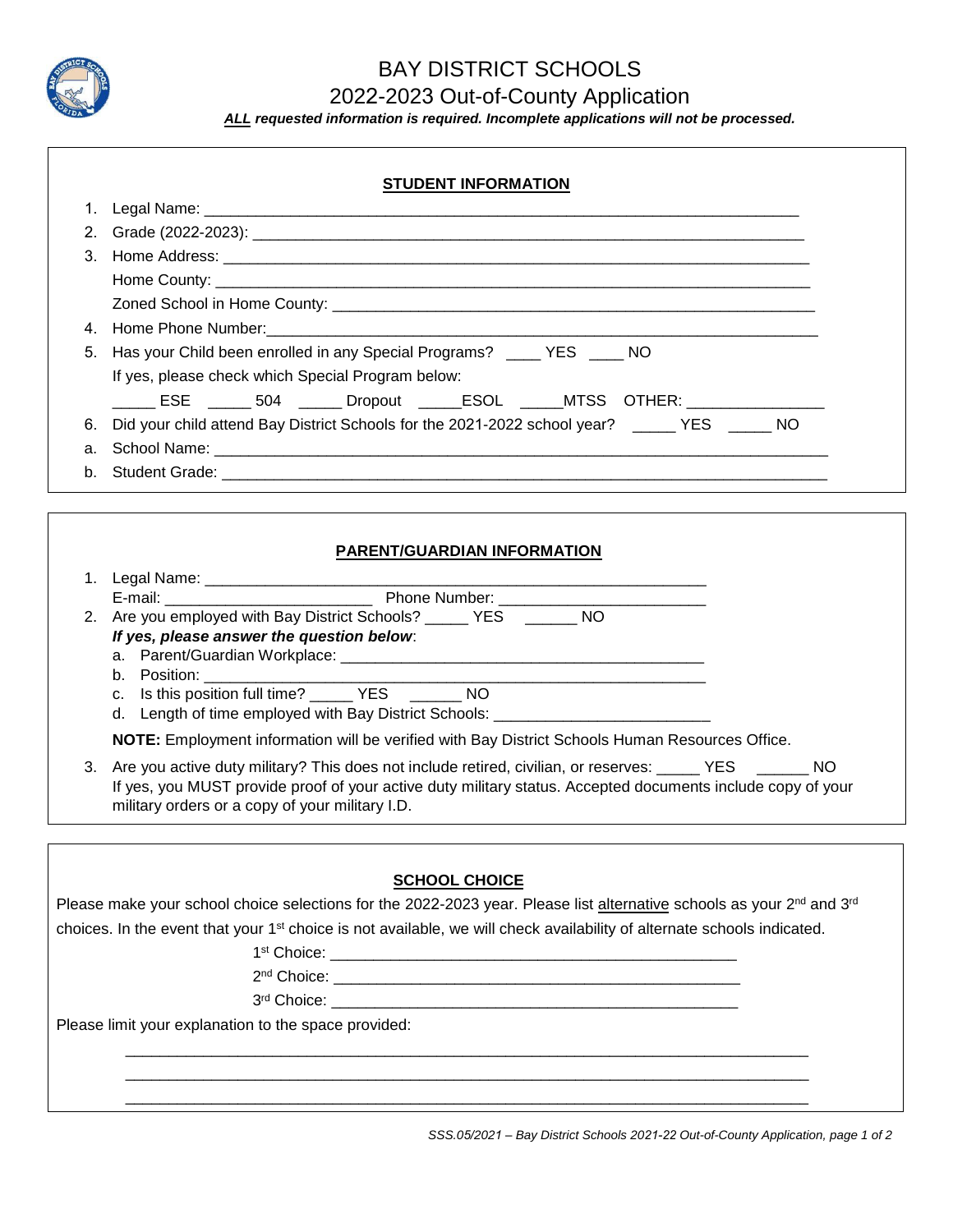# BAY DISTRICT SCHOOLS

## 2022-2023 Out-of-County Application

***ALL requested information is required. Incomplete applications will not be processed.***

### STUDENT INFORMATION

1. Legal Name: ___________________________________________________________________________
2. Grade (2022-2023): ______________________________________________________________________
3. Home Address: _________________________________________________________________________
   Home County: __________________________________________________________________________
   Zoned School in Home County: _____________________________________________________________
4. Home Phone Number:_____________________________________________________________________
5. Has your Child been enrolled in any Special Programs? ____ YES ____ NO
   If yes, please check which Special Program below:
   _____ ESE _____ 504 _____ Dropout _____ESOL _____MTSS OTHER: _______________
6. Did your child attend Bay District Schools for the 2021-2022 school year? _____ YES _____ NO

a. School Name: __________________________________________________________________________

b. Student Grade: _________________________________________________________________________

### PARENT/GUARDIAN INFORMATION

1. Legal Name: ______________________________________________________________
   E-mail: ________________________ Phone Number: ________________________
2. Are you employed with Bay District Schools? _____ YES ______ NO
   ***If yes, please answer the question below***:
   a. Parent/Guardian Workplace: __________________________________________
   b. Position: _______________________________________________________
   c. Is this position full time? _____ YES ______ NO
   d. Length of time employed with Bay District Schools: ________________________

   **NOTE:** Employment information will be verified with Bay District Schools Human Resources Office.
3. Are you active duty military? This does not include retired, civilian, or reserves: _____ YES ______ NO
   If yes, you MUST provide proof of your active duty military status. Accepted documents include copy of your military orders or a copy of your military I.D.

### SCHOOL CHOICE

Please make your school choice selections for the 2022-2023 year. Please list alternative schools as your 2nd and 3rd choices. In the event that your 1st choice is not available, we will check availability of alternate schools indicated.

1st Choice: ______________________________________________

2nd Choice: ______________________________________________

3rd Choice: ______________________________________________

Please limit your explanation to the space provided:

_______________________________________________________________________________

_______________________________________________________________________________

_______________________________________________________________________________

*SSS.05/2021 – Bay District Schools 2021-22 Out-of-County Application*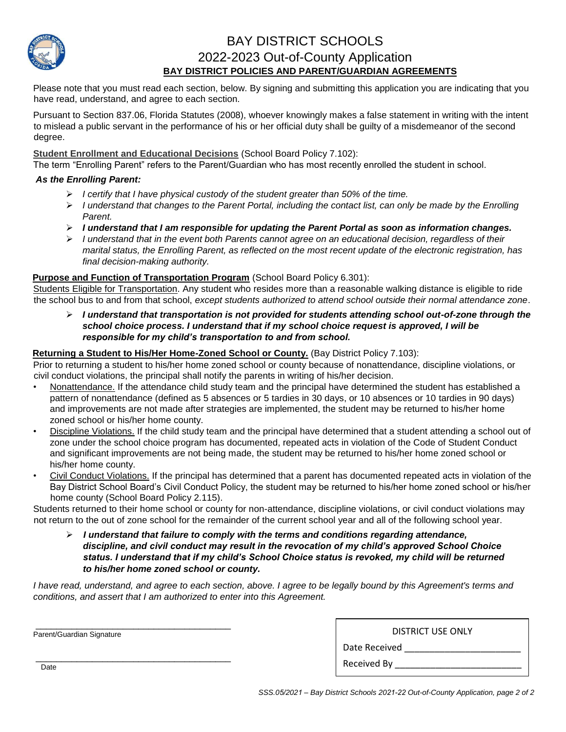# BAY DISTRICT SCHOOLS

## 2022-2023 Out-of-County Application

### BAY DISTRICT POLICIES AND PARENT/GUARDIAN AGREEMENTS

Please note that you must read each section, below. By signing and submitting this application you are indicating that you have read, understand, and agree to each section.

Pursuant to Section 837.06, Florida Statutes (2008), whoever knowingly makes a false statement in writing with the intent to mislead a public servant in the performance of his or her official duty shall be guilty of a misdemeanor of the second degree.

**Student Enrollment and Educational Decisions** (School Board Policy 7.102):
The term "Enrolling Parent" refers to the Parent/Guardian who has most recently enrolled the student in school.

***As the Enrolling Parent:***

- *I certify that I have physical custody of the student greater than 50% of the time.*
- *I understand that changes to the Parent Portal, including the contact list, can only be made by the Enrolling Parent.*
- ***I understand that I am responsible for updating the Parent Portal as soon as information changes.***
- *I understand that in the event both Parents cannot agree on an educational decision, regardless of their marital status, the Enrolling Parent, as reflected on the most recent update of the electronic registration, has final decision-making authority.*

**Purpose and Function of Transportation Program** (School Board Policy 6.301):
Students Eligible for Transportation. Any student who resides more than a reasonable walking distance is eligible to ride the school bus to and from that school, *except students authorized to attend school outside their normal attendance zone*.

- ***I understand that transportation is not provided for students attending school out-of-zone through the school choice process. I understand that if my school choice request is approved, I will be responsible for my child's transportation to and from school.***

**Returning a Student to His/Her Home-Zoned School or County.** (Bay District Policy 7.103):
Prior to returning a student to his/her home zoned school or county because of nonattendance, discipline violations, or civil conduct violations, the principal shall notify the parents in writing of his/her decision.

- Nonattendance. If the attendance child study team and the principal have determined the student has established a pattern of nonattendance (defined as 5 absences or 5 tardies in 30 days, or 10 absences or 10 tardies in 90 days) and improvements are not made after strategies are implemented, the student may be returned to his/her home zoned school or his/her home county.
- Discipline Violations. If the child study team and the principal have determined that a student attending a school out of zone under the school choice program has documented, repeated acts in violation of the Code of Student Conduct and significant improvements are not being made, the student may be returned to his/her home zoned school or his/her home county.
- Civil Conduct Violations. If the principal has determined that a parent has documented repeated acts in violation of the Bay District School Board's Civil Conduct Policy, the student may be returned to his/her home zoned school or his/her home county (School Board Policy 2.115).

Students returned to their home school or county for non-attendance, discipline violations, or civil conduct violations may not return to the out of zone school for the remainder of the current school year and all of the following school year.

- ***I understand that failure to comply with the terms and conditions regarding attendance, discipline, and civil conduct may result in the revocation of my child's approved School Choice status. I understand that if my child's School Choice status is revoked, my child will be returned to his/her home zoned school or county.***

*I have read, understand, and agree to each section, above. I agree to be legally bound by this Agreement's terms and conditions, and assert that I am authorized to enter into this Agreement.*

\_\_\_\_\_\_\_\_\_\_\_\_\_\_\_\_\_\_\_\_\_\_\_\_\_\_\_\_\_\_\_\_\_\_\_\_\_\_\_\_
Parent/Guardian Signature

\_\_\_\_\_\_\_\_\_\_\_\_\_\_\_\_\_\_\_\_\_\_\_\_\_\_\_\_\_\_\_\_\_\_\_\_\_\_\_\_
Date

| DISTRICT USE ONLY |
|---|
| Date Received \_\_\_\_\_\_\_\_\_\_\_\_\_\_\_\_\_\_\_\_\_\_ |
| Received By \_\_\_\_\_\_\_\_\_\_\_\_\_\_\_\_\_\_\_\_\_\_\_\_ |

*SSS.05/2021 – Bay District Schools 2021-22 Out-of-County Application, page 2 of 2*